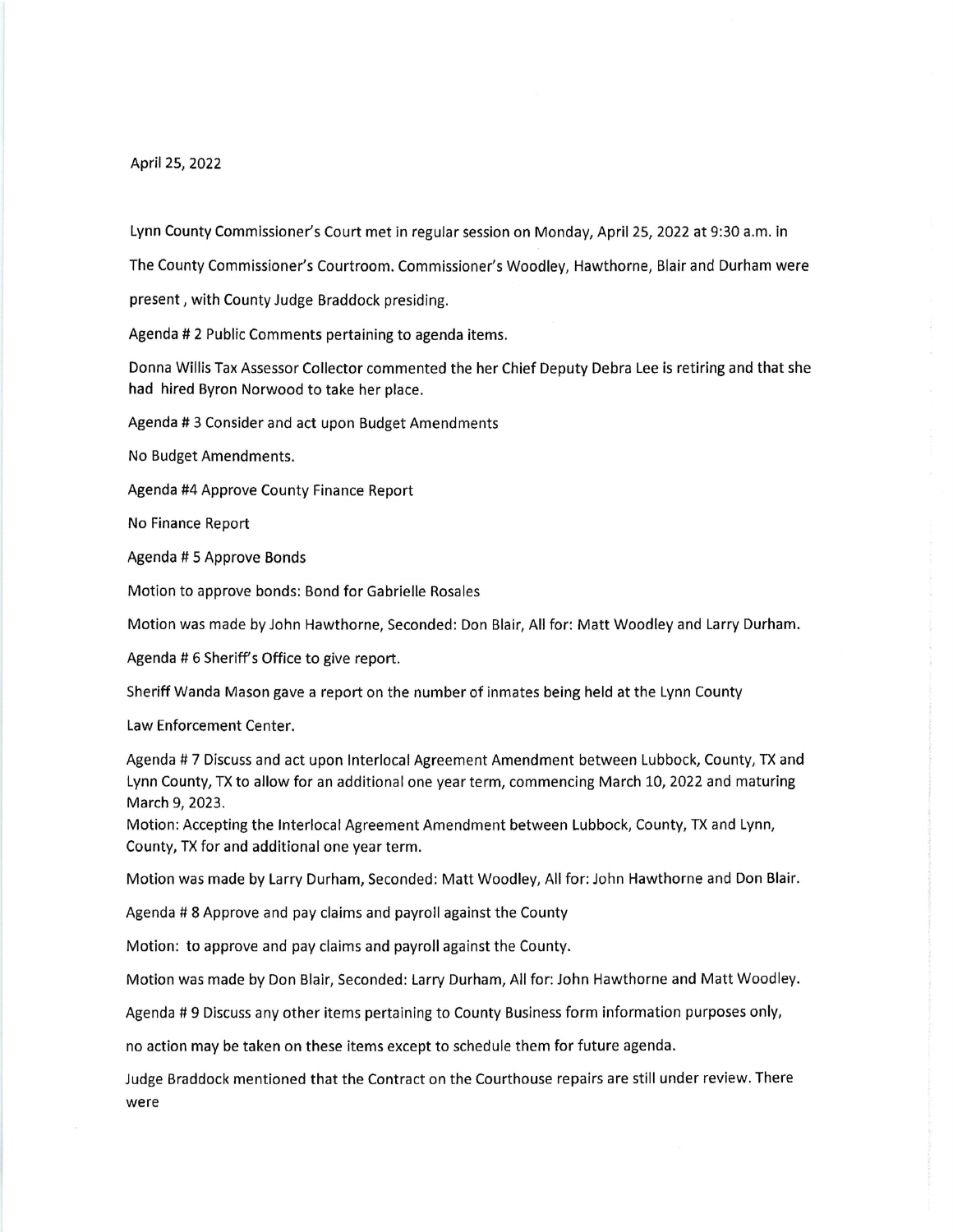April 25, 2022

Lynn County Commissioner's Court met in regular session on Monday, April 25, 2022 at 9:30 a.m. in The County Commissioner's Courtroom. Commissioner's Woodley, Hawthorne, Blair and Durham were present , with County Judge Braddock presiding.

Agenda # 2 Public Comments pertaining to agenda items.

Donna Willis Tax Assessor Collector commented the her Chief Deputy Debra Lee is retiring and that she had hired Byron Norwood to take her place.

Agenda # 3 Consider and act upon Budget Amendments

No Budget Amendments.

Agenda #4 Approve County Finance Report

No Finance Report

Agenda # 5 Approve Bonds

Motion to approve bonds: Bond for Gabrielle Rosales

Motion was made by John Hawthorne, Seconded: Don Blair, All for: Matt Woodley and Larry Durham.

Agenda # 6 Sheriff's Office to give report.

Sheriff Wanda Mason gave a report on the number of inmates being held at the Lynn County Law Enforcement Center.

Agenda # 7 Discuss and act upon Interlocal Agreement Amendment between Lubbock, County, TX and Lynn County, TX to allow for an additional one year term, commencing March 10, 2022 and maturing March 9, 2023.

Motion: Accepting the Interlocal Agreement Amendment between Lubbock, County, TX and Lynn, County, TX for and additional one year term.

Motion was made by Larry Durham, Seconded: Matt Woodley, All for: John Hawthorne and Don Blair.

Agenda # 8 Approve and pay claims and payroll against the County

Motion: to approve and pay claims and payroll against the County.

Motion was made by Don Blair, Seconded: Larry Durham, All for: John Hawthorne and Matt Woodley.

Agenda # 9 Discuss any other items pertaining to County Business form information purposes only, no action may be taken on these items except to schedule them for future agenda.

Judge Braddock mentioned that the Contract on the Courthouse repairs are still under review. There were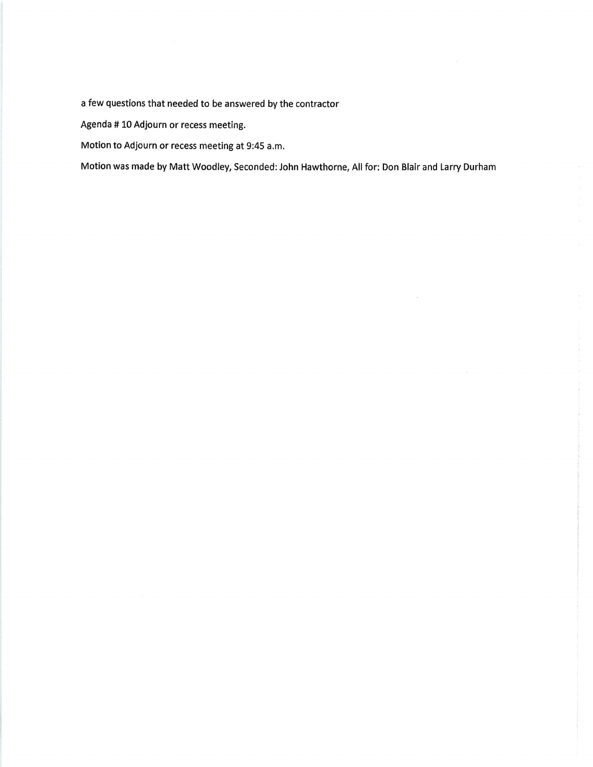a few questions that needed to be answered by the contractor

Agenda # 10 Adjourn or recess meeting.

Motion to Adjourn or recess meeting at 9:45 a.m.

Motion was made by Matt Woodley, Seconded: John Hawthorne, All for: Don Blair and Larry Durham